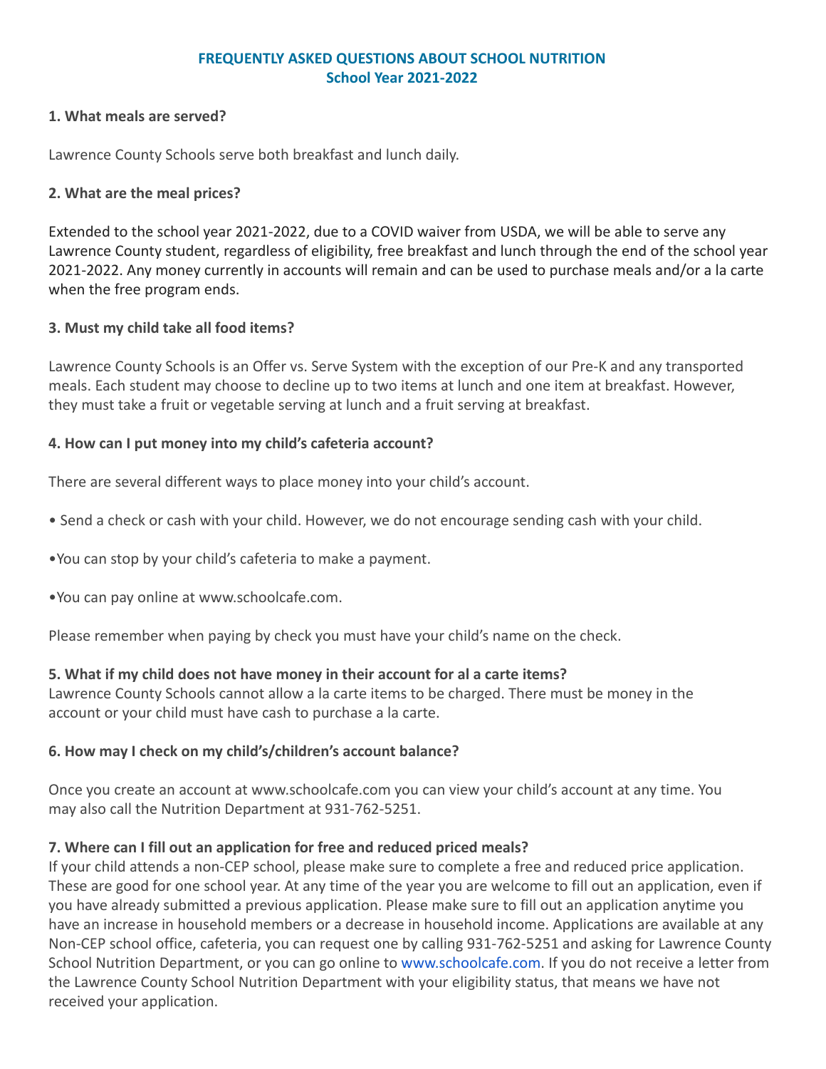# FREQUENTLY ASKED QUESTIONS ABOUT SCHOOL NUTRITION
## School Year 2021-2022

### 1. What meals are served?

Lawrence County Schools serve both breakfast and lunch daily.

### 2. What are the meal prices?

Extended to the school year 2021-2022, due to a COVID waiver from USDA, we will be able to serve any Lawrence County student, regardless of eligibility, free breakfast and lunch through the end of the school year 2021-2022. Any money currently in accounts will remain and can be used to purchase meals and/or a la carte when the free program ends.

### 3. Must my child take all food items?

Lawrence County Schools is an Offer vs. Serve System with the exception of our Pre-K and any transported meals. Each student may choose to decline up to two items at lunch and one item at breakfast. However, they must take a fruit or vegetable serving at lunch and a fruit serving at breakfast.

### 4. How can I put money into my child's cafeteria account?

There are several different ways to place money into your child's account.

- Send a check or cash with your child. However, we do not encourage sending cash with your child.
- You can stop by your child's cafeteria to make a payment.
- You can pay online at www.schoolcafe.com.

Please remember when paying by check you must have your child's name on the check.

### 5. What if my child does not have money in their account for al a carte items?

Lawrence County Schools cannot allow a la carte items to be charged. There must be money in the account or your child must have cash to purchase a la carte.

### 6. How may I check on my child's/children's account balance?

Once you create an account at www.schoolcafe.com you can view your child's account at any time. You may also call the Nutrition Department at 931-762-5251.

### 7. Where can I fill out an application for free and reduced priced meals?

If your child attends a non-CEP school, please make sure to complete a free and reduced price application. These are good for one school year. At any time of the year you are welcome to fill out an application, even if you have already submitted a previous application. Please make sure to fill out an application anytime you have an increase in household members or a decrease in household income. Applications are available at any Non-CEP school office, cafeteria, you can request one by calling 931-762-5251 and asking for Lawrence County School Nutrition Department, or you can go online to www.schoolcafe.com. If you do not receive a letter from the Lawrence County School Nutrition Department with your eligibility status, that means we have not received your application.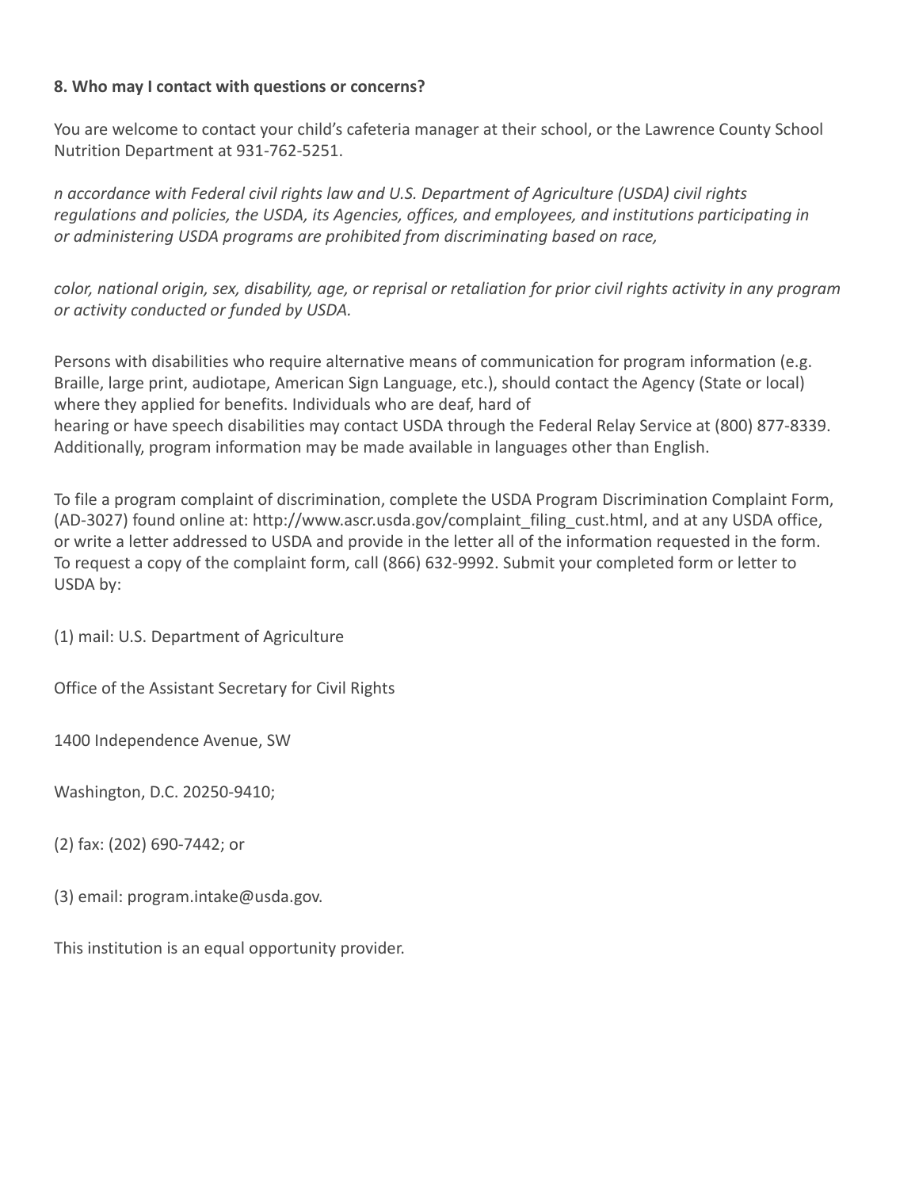**8. Who may I contact with questions or concerns?**

You are welcome to contact your child's cafeteria manager at their school, or the Lawrence County School Nutrition Department at 931-762-5251.

*n accordance with Federal civil rights law and U.S. Department of Agriculture (USDA) civil rights regulations and policies, the USDA, its Agencies, offices, and employees, and institutions participating in or administering USDA programs are prohibited from discriminating based on race,*

*color, national origin, sex, disability, age, or reprisal or retaliation for prior civil rights activity in any program or activity conducted or funded by USDA.*

Persons with disabilities who require alternative means of communication for program information (e.g. Braille, large print, audiotape, American Sign Language, etc.), should contact the Agency (State or local) where they applied for benefits. Individuals who are deaf, hard of hearing or have speech disabilities may contact USDA through the Federal Relay Service at (800) 877-8339. Additionally, program information may be made available in languages other than English.

To file a program complaint of discrimination, complete the USDA Program Discrimination Complaint Form, (AD-3027) found online at: http://www.ascr.usda.gov/complaint_filing_cust.html, and at any USDA office, or write a letter addressed to USDA and provide in the letter all of the information requested in the form. To request a copy of the complaint form, call (866) 632-9992. Submit your completed form or letter to USDA by:

(1) mail: U.S. Department of Agriculture

Office of the Assistant Secretary for Civil Rights

1400 Independence Avenue, SW

Washington, D.C. 20250-9410;

(2) fax: (202) 690-7442; or

(3) email: program.intake@usda.gov.

This institution is an equal opportunity provider.